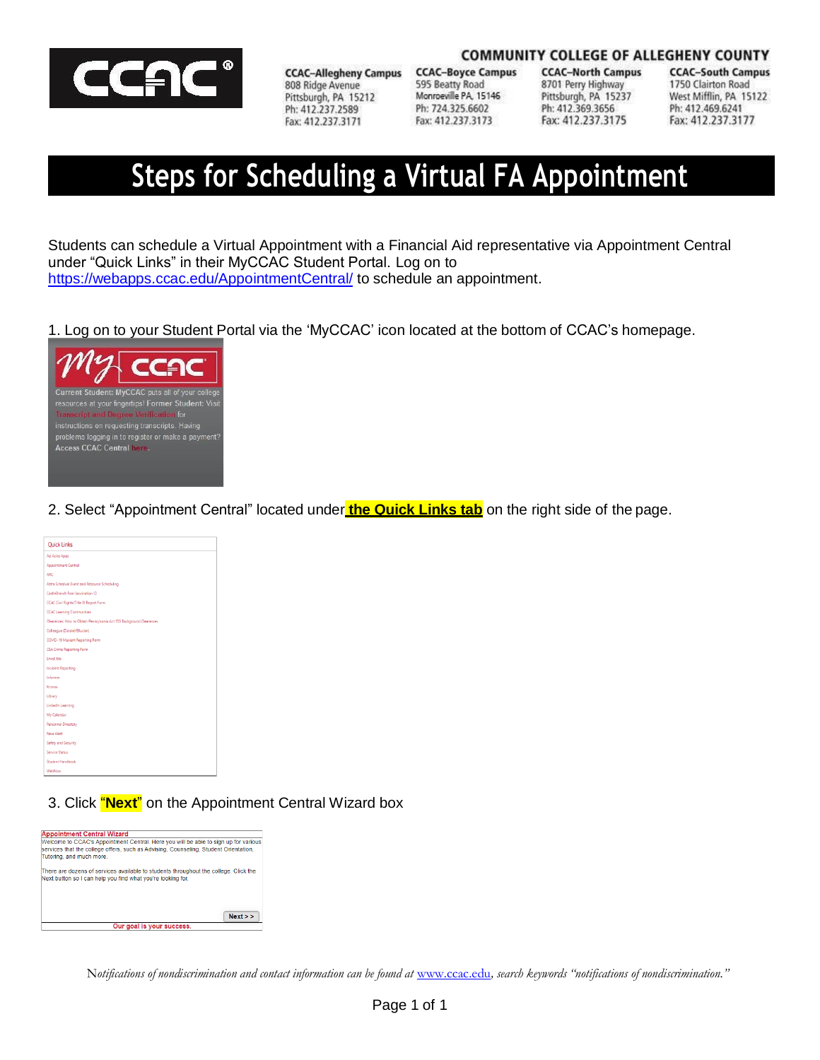COMMUNITY COLLEGE OF ALLEGHENY COUNTY

**CCAC–Allegheny Campus**
808 Ridge Avenue
Pittsburgh, PA 15212
Ph: 412.237.2589
Fax: 412.237.3171

**CCAC–Boyce Campus**
595 Beatty Road
Monroeville PA 15146
Ph: 724.325.6602
Fax: 412.237.3173

**CCAC–North Campus**
8701 Perry Highway
Pittsburgh, PA 15237
Ph: 412.369.3656
Fax: 412.237.3175

**CCAC–South Campus**
1750 Clairton Road
West Mifflin, PA 15122
Ph: 412.469.6241
Fax: 412.237.3177

# Steps for Scheduling a Virtual FA Appointment

Students can schedule a Virtual Appointment with a Financial Aid representative via Appointment Central under "Quick Links" in their MyCCAC Student Portal. Log on to https://webapps.ccac.edu/AppointmentCentral/ to schedule an appointment.

1. Log on to your Student Portal via the 'MyCCAC' icon located at the bottom of CCAC's homepage.

Current Student: MyCCAC puts all of your college resources at your fingertips! Former Student: Visit Transcript and Degree Verification for instructions on requesting transcripts. Having problems logging in to register or make a payment? Access CCAC Central here.

2. Select "Appointment Central" located under **the Quick Links tab** on the right side of the page.

Quick Links

- Ad Astra Apps
- Appointment Central
- ARC
- Astra Schedule Event and Resource Scheduling
- CastleBranch Real Vaccination ID
- CCAC Civil Rights/Title IX Report Form
- CCAC Learning Communities
- Clearances: How to Obtain Pennsylvania Act 153 Background Clearances
- Colleague (Datatel/Ellucian)
- COVID-19 Incident Reporting Form
- CSA Crime Reporting Form
- Enroll Me
- Incident Reporting
- Informer
- Kronos
- Library
- LinkedIn Learning
- My Calendar
- Personnel Directory
- Rave Alert
- Safety and Security
- Service Status
- Student Handbook
- WebNow

3. Click "**Next**" on the Appointment Central Wizard box

**Appointment Central Wizard**

Welcome to CCAC's Appointment Central. Here you will be able to sign up for various services that the college offers, such as Advising, Counseling, Student Orientation, Tutoring, and much more.

There are dozens of services available to students throughout the college. Click the Next button so I can help you find what you're looking for.

Next > >

Our goal is your success.

*Notifications of nondiscrimination and contact information can be found at* www.ccac.edu, *search keywords "notifications of nondiscrimination."*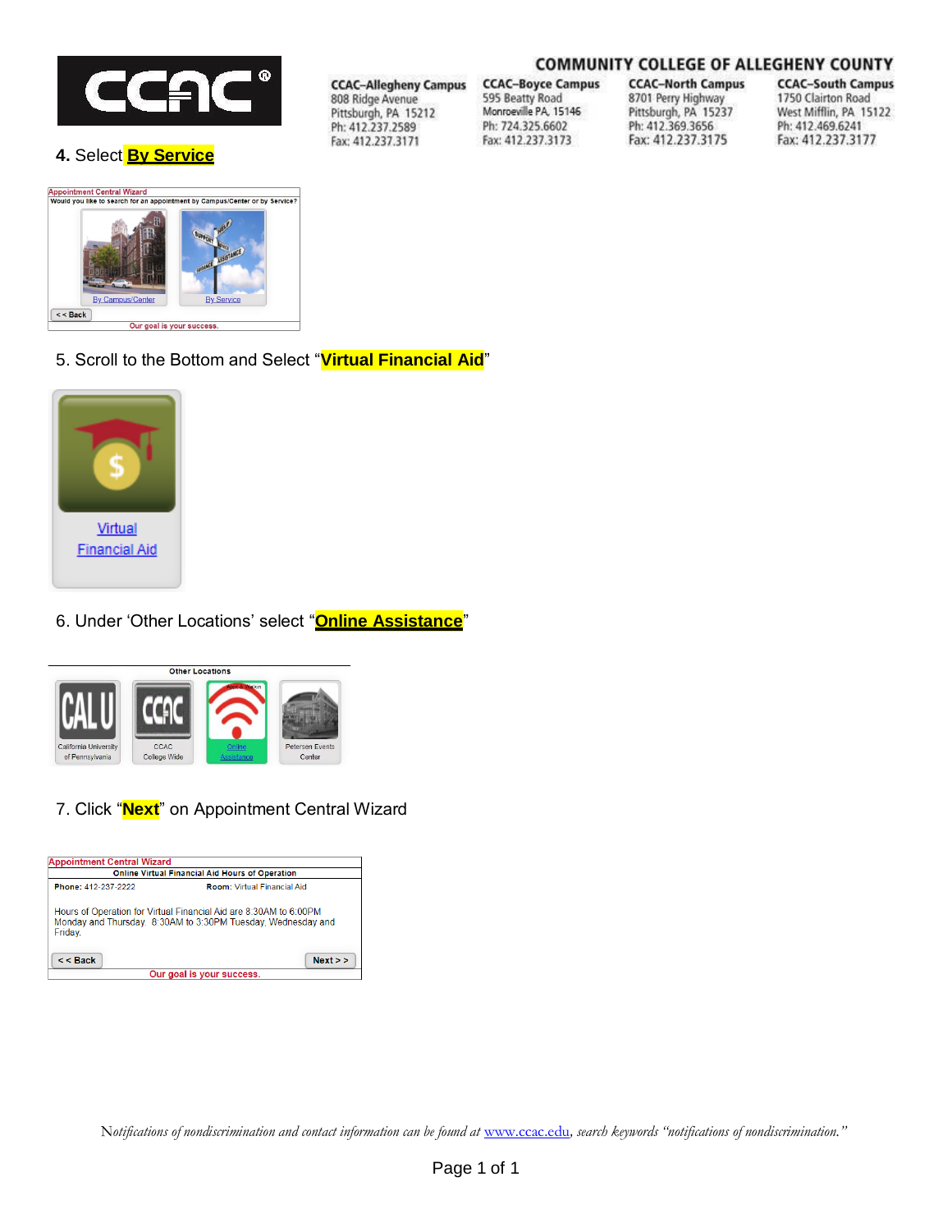COMMUNITY COLLEGE OF ALLEGHENY COUNTY

| CCAC–Allegheny Campus | CCAC–Boyce Campus | CCAC–North Campus | CCAC–South Campus |
|---|---|---|---|
| 808 Ridge Avenue | 595 Beatty Road | 8701 Perry Highway | 1750 Clairton Road |
| Pittsburgh, PA 15212 | Monroeville PA, 15146 | Pittsburgh, PA 15237 | West Mifflin, PA 15122 |
| Ph: 412.237.2589 | Ph: 724.325.6602 | Ph: 412.369.3656 | Ph: 412.469.6241 |
| Fax: 412.237.3171 | Fax: 412.237.3173 | Fax: 412.237.3175 | Fax: 412.237.3177 |

**4.** Select **By Service**

Appointment Central Wizard

Would you like to search for an appointment by Campus/Center or by Service?

By Campus/Center | By Service

<< Back

Our goal is your success.

5. Scroll to the Bottom and Select "**Virtual Financial Aid**"

Virtual Financial Aid

6. Under 'Other Locations' select "**Online Assistance**"

Other Locations

California University of Pennsylvania | CCAC College Wide | Online Assistance | Petersen Events Center

7. Click "**Next**" on Appointment Central Wizard

Appointment Central Wizard

Online Virtual Financial Aid Hours of Operation

**Phone:** 412-237-2222 **Room:** Virtual Financial Aid

Hours of Operation for Virtual Financial Aid are 8:30AM to 6:00PM Monday and Thursday. 8:30AM to 3:30PM Tuesday, Wednesday and Friday.

<< Back | Next >>

Our goal is your success.

*Notifications of nondiscrimination and contact information can be found at www.ccac.edu, search keywords "notifications of nondiscrimination."*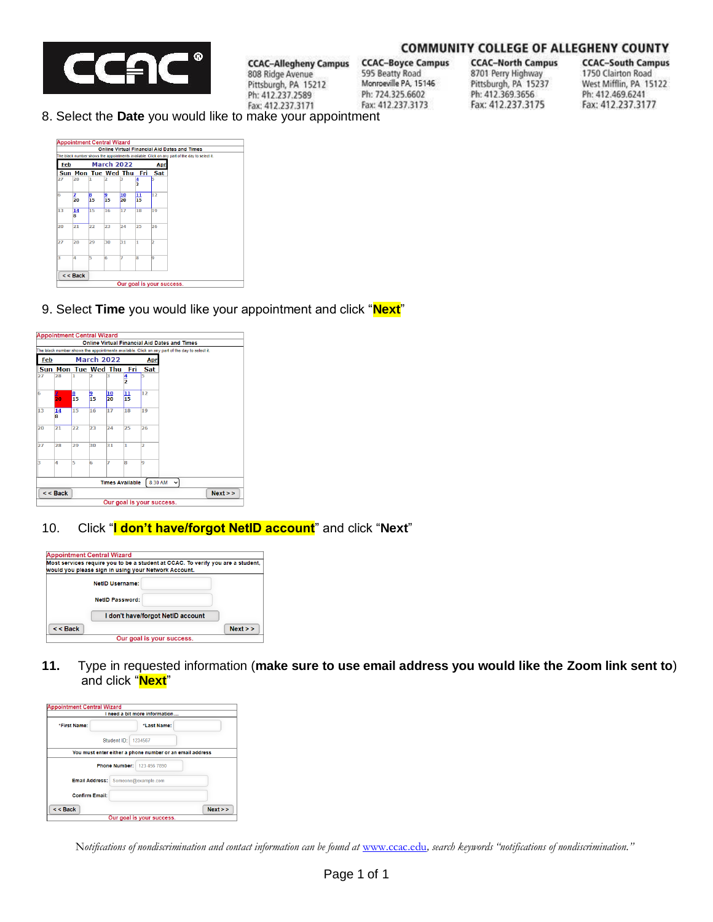COMMUNITY COLLEGE OF ALLEGHENY COUNTY

**CCAC–Allegheny Campus**
808 Ridge Avenue
Pittsburgh, PA 15212
Ph: 412.237.2589
Fax: 412.237.3171

**CCAC–Boyce Campus**
595 Beatty Road
Monroeville PA 15146
Ph: 724.325.6602
Fax: 412.237.3173

**CCAC–North Campus**
8701 Perry Highway
Pittsburgh, PA 15237
Ph: 412.369.3656
Fax: 412.237.3175

**CCAC–South Campus**
1750 Clairton Road
West Mifflin, PA 15122
Ph: 412.469.6241
Fax: 412.237.3177

8. Select the **Date** you would like to make your appointment

9. Select **Time** you would like your appointment and click "**Next**"

10. Click "**I don't have/forgot NetID account**" and click "**Next**"

11. Type in requested information (**make sure to use email address you would like the Zoom link sent to**) and click "**Next**"

*Notifications of nondiscrimination and contact information can be found at* [www.ccac.edu](http://www.ccac.edu)*, search keywords "notifications of nondiscrimination."*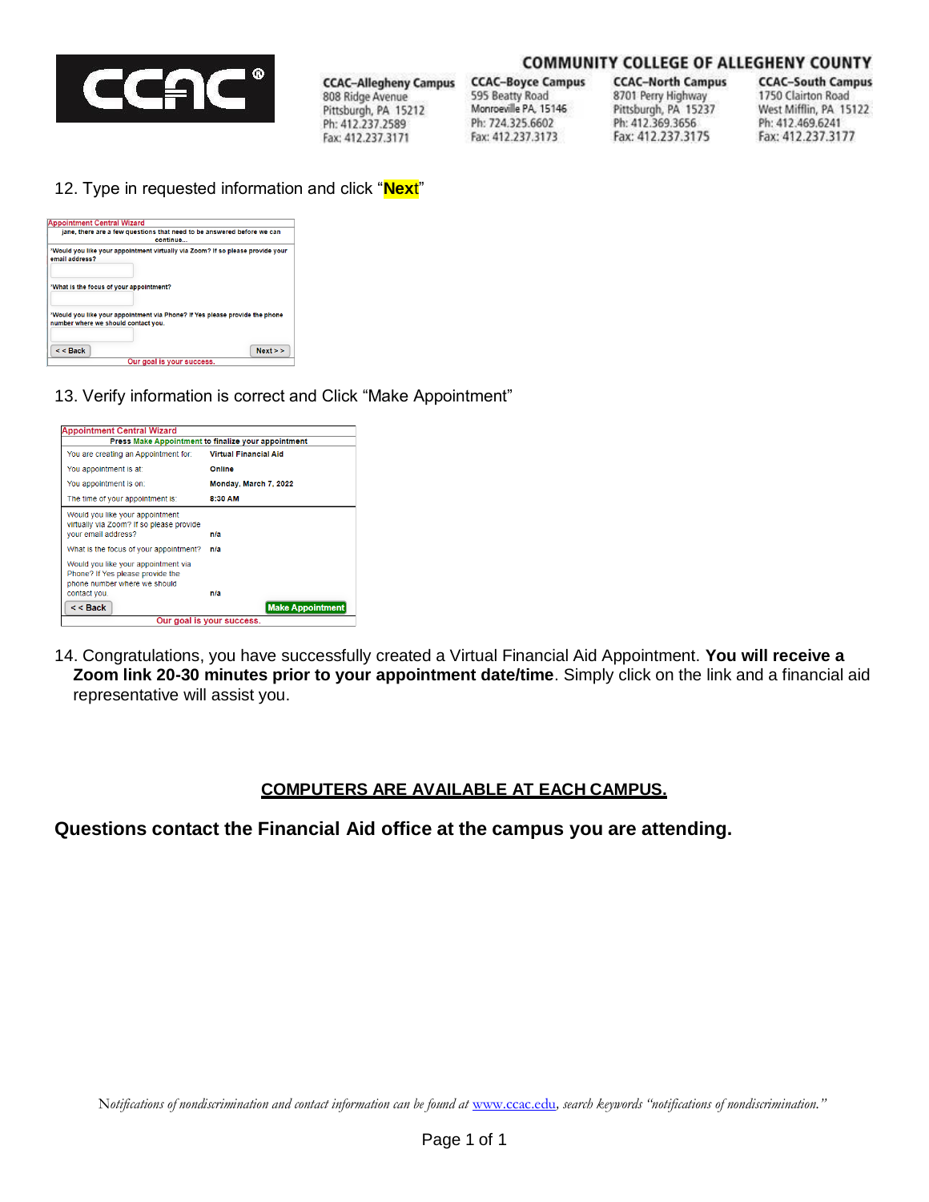**COMMUNITY COLLEGE OF ALLEGHENY COUNTY**

| CCAC–Allegheny Campus | CCAC–Boyce Campus | CCAC–North Campus | CCAC–South Campus |
| --- | --- | --- | --- |
| 808 Ridge Avenue | 595 Beatty Road | 8701 Perry Highway | 1750 Clairton Road |
| Pittsburgh, PA 15212 | Monroeville PA 15146 | Pittsburgh, PA 15237 | West Mifflin, PA 15122 |
| Ph: 412.237.2589 | Ph: 724.325.6602 | Ph: 412.369.3656 | Ph: 412.469.6241 |
| Fax: 412.237.3171 | Fax: 412.237.3173 | Fax: 412.237.3175 | Fax: 412.237.3177 |

12. Type in requested information and click "**Next**"

Appointment Central Wizard

jane, there are a few questions that need to be answered before we can continue...

*Would you like your appointment virtually via Zoom? If so please provide your email address?

*What is the focus of your appointment?

*Would you like your appointment via Phone? If Yes please provide the phone number where we should contact you.

<< Back    Next >>

Our goal is your success.

13. Verify information is correct and Click "Make Appointment"

Appointment Central Wizard

Press Make Appointment to finalize your appointment

| | |
| --- | --- |
| You are creating an Appointment for: | Virtual Financial Aid |
| You appointment is at: | Online |
| You appointment is on: | Monday, March 7, 2022 |
| The time of your appointment is: | 8:30 AM |
| Would you like your appointment virtually via Zoom? If so please provide your email address? | n/a |
| What is the focus of your appointment? | n/a |
| Would you like your appointment via Phone? If Yes please provide the phone number where we should contact you. | n/a |

<< Back    Make Appointment

Our goal is your success.

14. Congratulations, you have successfully created a Virtual Financial Aid Appointment. **You will receive a Zoom link 20-30 minutes prior to your appointment date/time**. Simply click on the link and a financial aid representative will assist you.

**COMPUTERS ARE AVAILABLE AT EACH CAMPUS.**

**Questions contact the Financial Aid office at the campus you are attending.**

*Notifications of nondiscrimination and contact information can be found at www.ccac.edu, search keywords "notifications of nondiscrimination."*